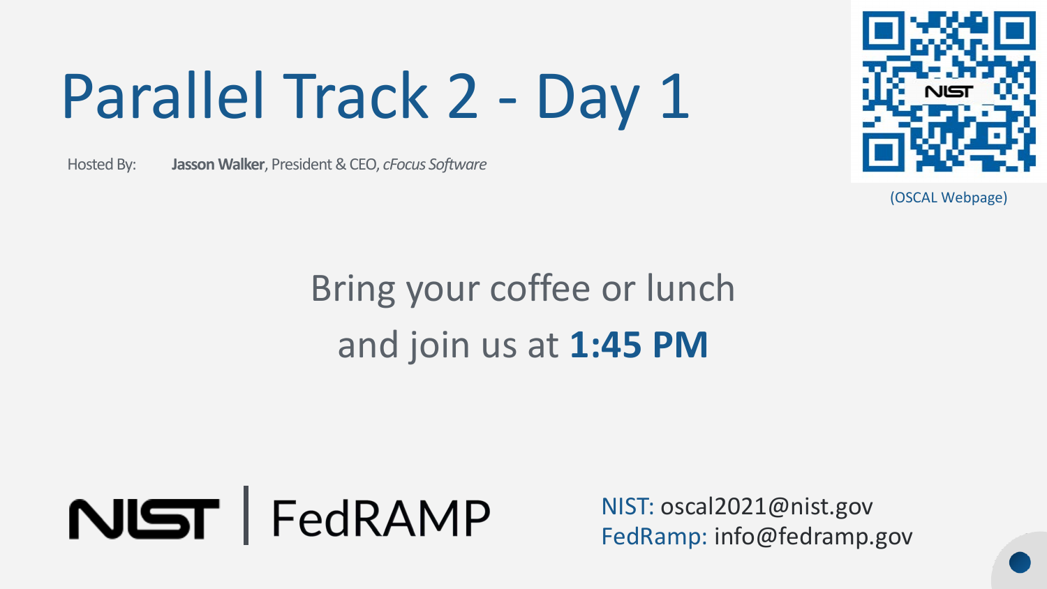# Parallel Track 2 - Day 1

Hosted By: **Jasson Walker**, President & CEO, *cFocus Software*

(OSCAL Webpage)

Bring your coffee or lunch
and join us at **1:45 PM**

NIST | FedRAMP

NIST: oscal2021@nist.gov
FedRamp: info@fedramp.gov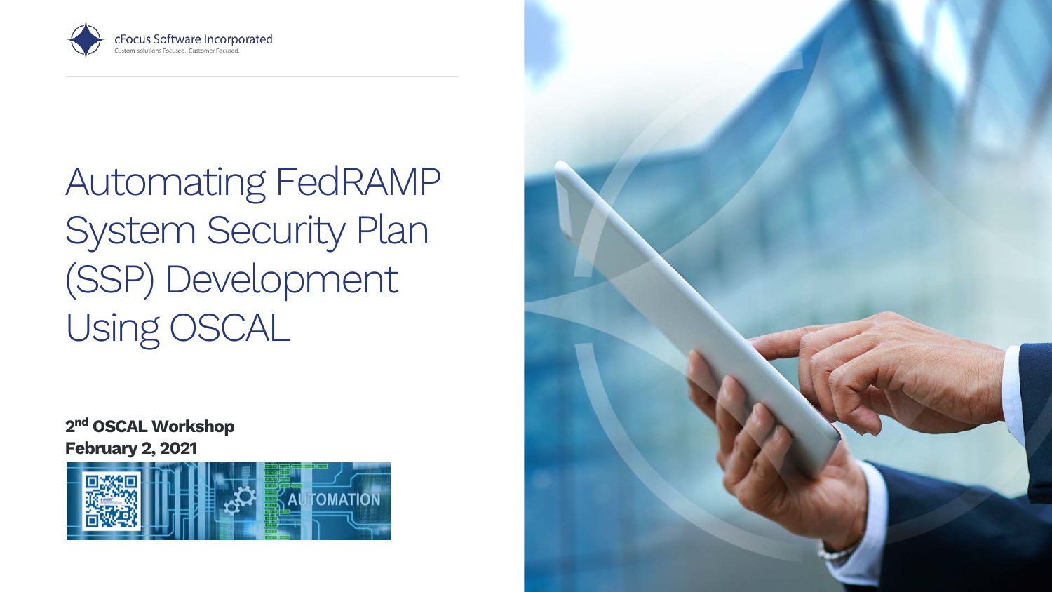cFocus Software Incorporated
Custom-solutions Focused. Customer Focused.

# Automating FedRAMP System Security Plan (SSP) Development Using OSCAL

**2nd OSCAL Workshop**
**February 2, 2021**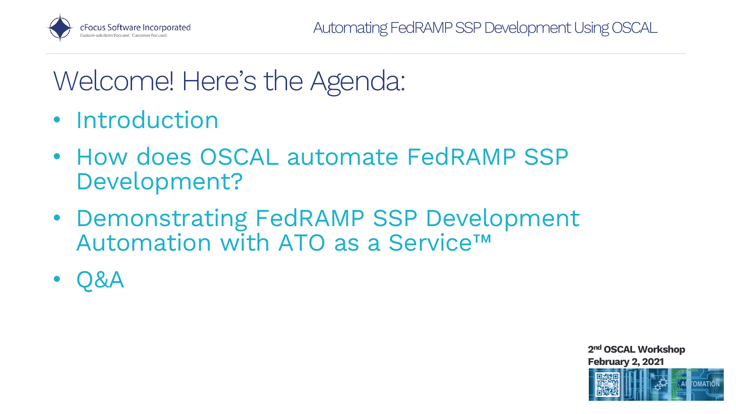# Welcome! Here's the Agenda:

- Introduction
- How does OSCAL automate FedRAMP SSP Development?
- Demonstrating FedRAMP SSP Development Automation with ATO as a Service™
- Q&A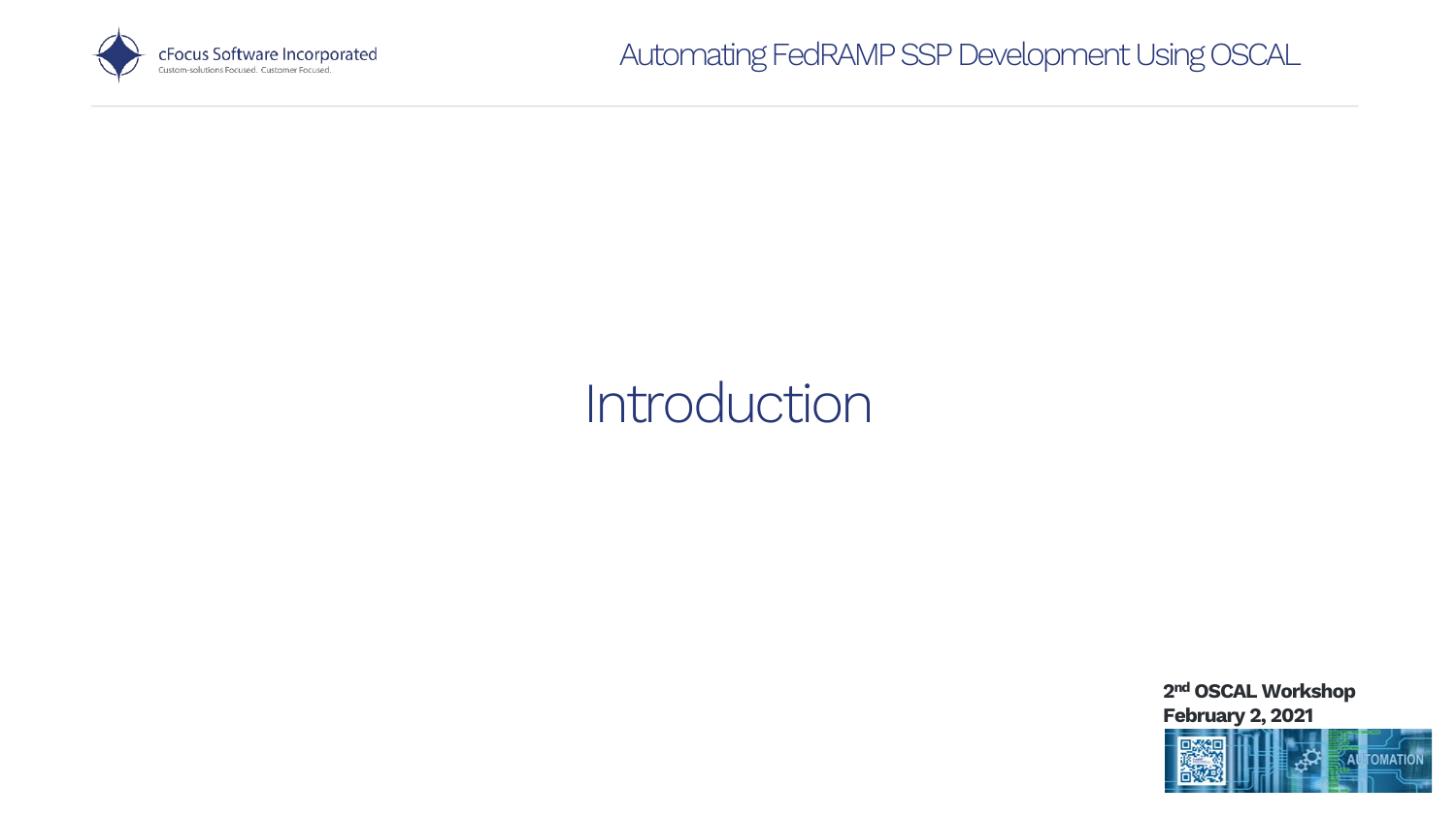# Introduction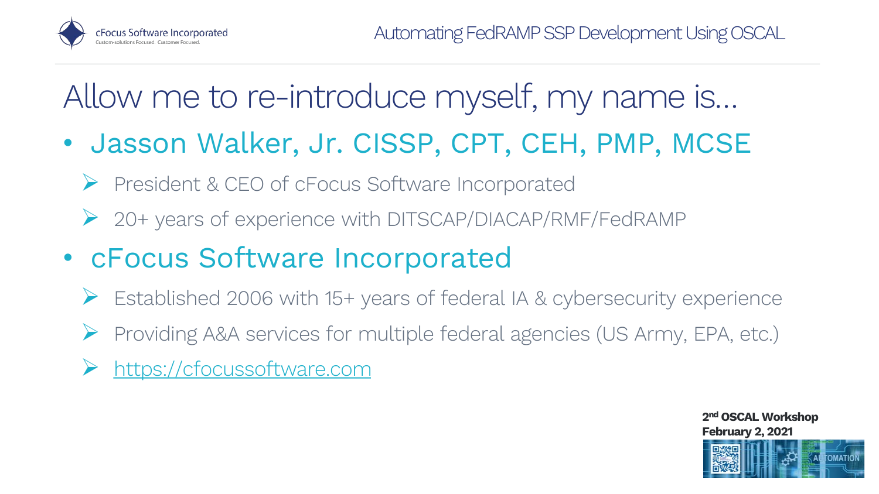# Allow me to re-introduce myself, my name is…

- **Jasson Walker, Jr. CISSP, CPT, CEH, PMP, MCSE**
  - President & CEO of cFocus Software Incorporated
  - 20+ years of experience with DITSCAP/DIACAP/RMF/FedRAMP
- **cFocus Software Incorporated**
  - Established 2006 with 15+ years of federal IA & cybersecurity experience
  - Providing A&A services for multiple federal agencies (US Army, EPA, etc.)
  - https://cfocussoftware.com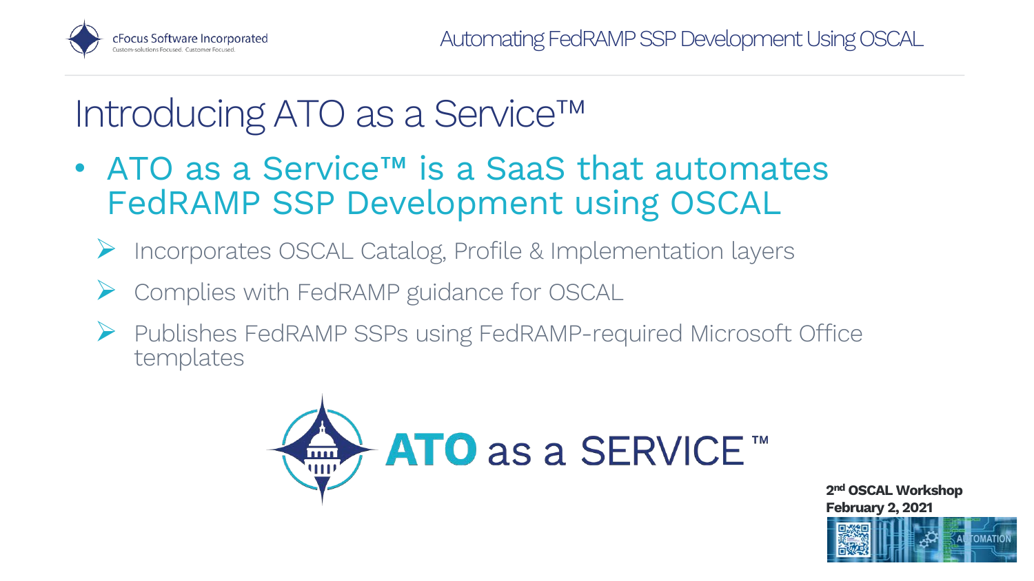# Introducing ATO as a Service™

- ATO as a Service™ is a SaaS that automates FedRAMP SSP Development using OSCAL
  - Incorporates OSCAL Catalog, Profile & Implementation layers
  - Complies with FedRAMP guidance for OSCAL
  - Publishes FedRAMP SSPs using FedRAMP-required Microsoft Office templates

ATO as a SERVICE™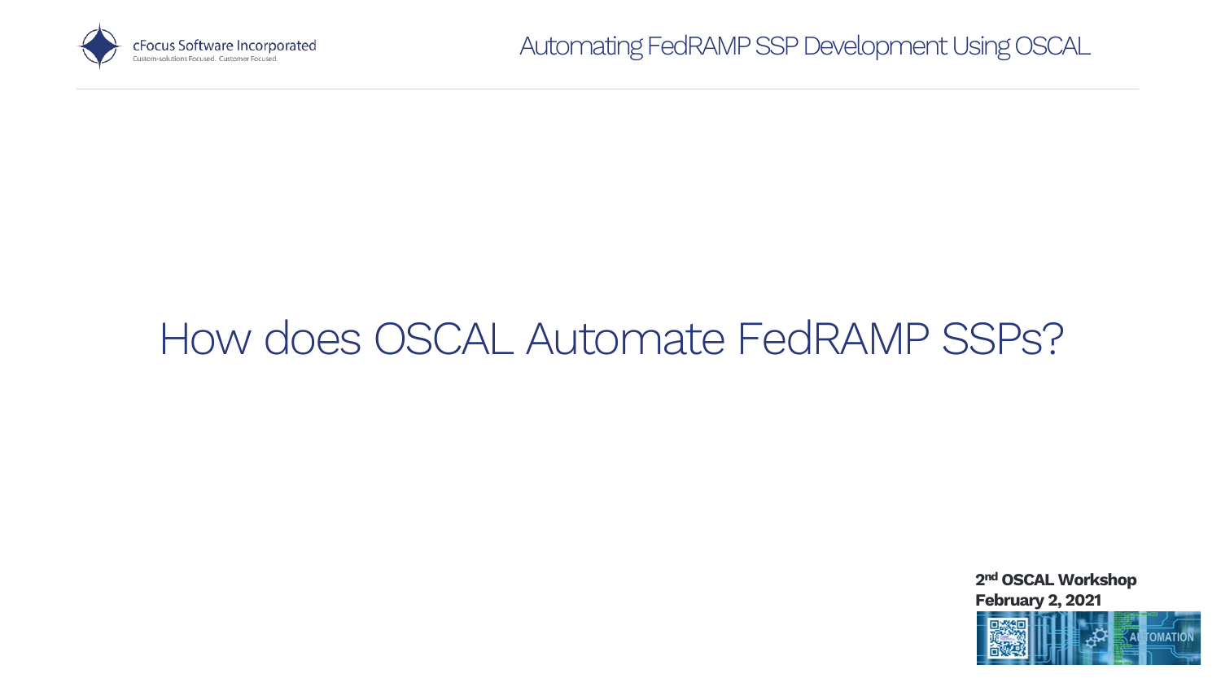# How does OSCAL Automate FedRAMP SSPs?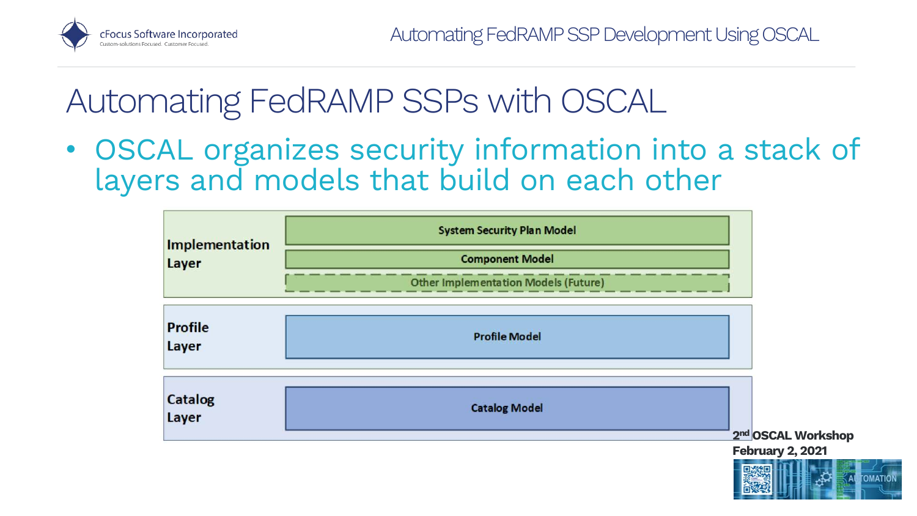# Automating FedRAMP SSPs with OSCAL

- OSCAL organizes security information into a stack of layers and models that build on each other

| Layer | Models |
|---|---|
| Implementation Layer | System Security Plan Model |
| | Component Model |
| | Other Implementation Models (Future) |
| Profile Layer | Profile Model |
| Catalog Layer | Catalog Model |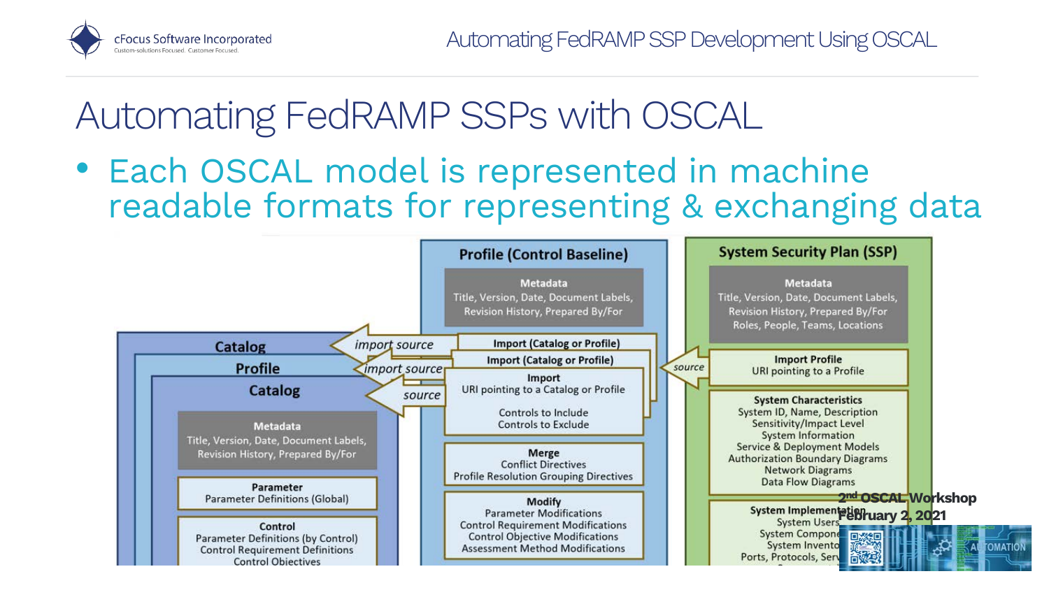# Automating FedRAMP SSPs with OSCAL

- Each OSCAL model is represented in machine readable formats for representing & exchanging data

**Catalog**

**Profile**

**Catalog**

**Metadata**
Title, Version, Date, Document Labels, Revision History, Prepared By/For

**Parameter**
Parameter Definitions (Global)

**Control**
Parameter Definitions (by Control)
Control Requirement Definitions
Control Objectives

*import source*

*import source*

*source*

**Profile (Control Baseline)**

**Metadata**
Title, Version, Date, Document Labels, Revision History, Prepared By/For

**Import (Catalog or Profile)**

**Import (Catalog or Profile)**

**Import**
URI pointing to a Catalog or Profile

Controls to Include
Controls to Exclude

**Merge**
Conflict Directives
Profile Resolution Grouping Directives

**Modify**
Parameter Modifications
Control Requirement Modifications
Control Objective Modifications
Assessment Method Modifications

*source*

**System Security Plan (SSP)**

**Metadata**
Title, Version, Date, Document Labels, Revision History, Prepared By/For
Roles, People, Teams, Locations

**Import Profile**
URI pointing to a Profile

**System Characteristics**
System ID, Name, Description
Sensitivity/Impact Level
System Information
Service & Deployment Models
Authorization Boundary Diagrams
Network Diagrams
Data Flow Diagrams

**System Implementation**
System Users
System Compone
System Invento
Ports, Protocols, Serv

2nd OSCAL Workshop
February 2, 2021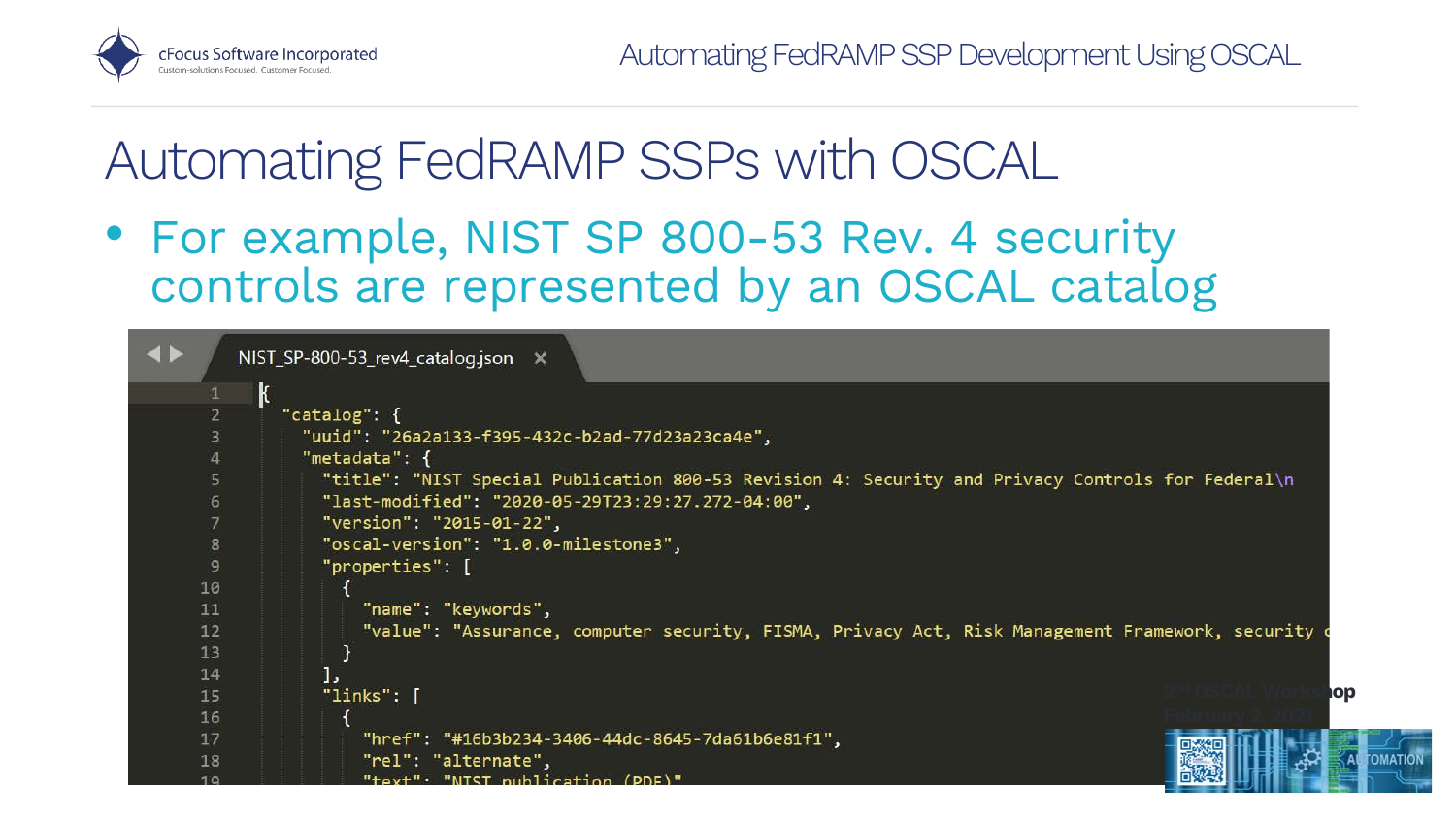# Automating FedRAMP SSPs with OSCAL

- For example, NIST SP 800-53 Rev. 4 security controls are represented by an OSCAL catalog

NIST_SP-800-53_rev4_catalog.json

```json
{
  "catalog": {
    "uuid": "26a2a133-f395-432c-b2ad-77d23a23ca4e",
    "metadata": {
      "title": "NIST Special Publication 800-53 Revision 4: Security and Privacy Controls for Federal\n
      "last-modified": "2020-05-29T23:29:27.272-04:00",
      "version": "2015-01-22",
      "oscal-version": "1.0.0-milestone3",
      "properties": [
        {
          "name": "keywords",
          "value": "Assurance, computer security, FISMA, Privacy Act, Risk Management Framework, security c
        }
      ],
      "links": [
        {
          "href": "#16b3b234-3406-44dc-8645-7da61b6e81f1",
          "rel": "alternate",
          "text": "NIST publication (PDF)"
```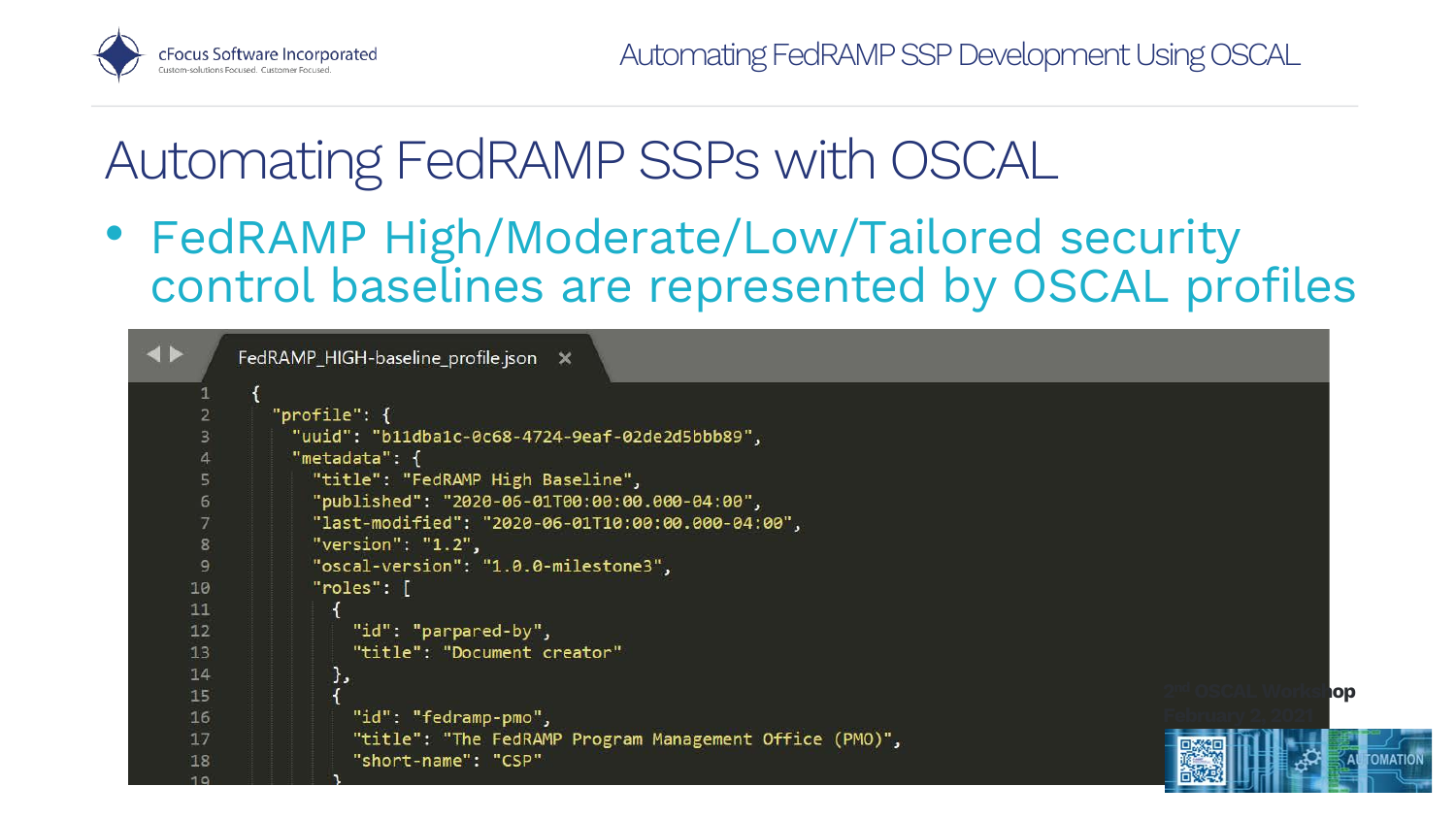# Automating FedRAMP SSPs with OSCAL

- FedRAMP High/Moderate/Low/Tailored security control baselines are represented by OSCAL profiles

FedRAMP_HIGH-baseline_profile.json

```
{
  "profile": {
    "uuid": "b11dba1c-0c68-4724-9eaf-02de2d5bbb89",
    "metadata": {
      "title": "FedRAMP High Baseline",
      "published": "2020-06-01T00:00:00.000-04:00",
      "last-modified": "2020-06-01T10:00:00.000-04:00",
      "version": "1.2",
      "oscal-version": "1.0.0-milestone3",
      "roles": [
        {
          "id": "parpared-by",
          "title": "Document creator"
        },
        {
          "id": "fedramp-pmo",
          "title": "The FedRAMP Program Management Office (PMO)",
          "short-name": "CSP"
        }
```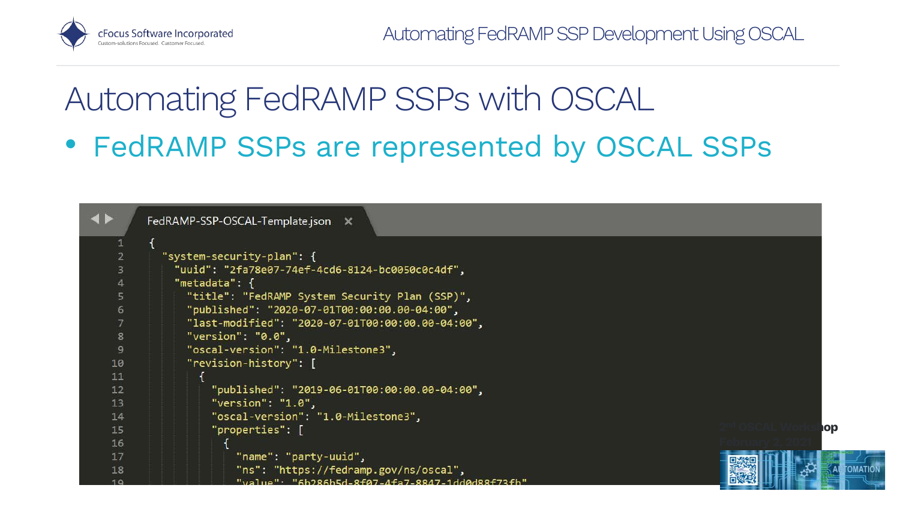# Automating FedRAMP SSPs with OSCAL

- FedRAMP SSPs are represented by OSCAL SSPs

FedRAMP-SSP-OSCAL-Template.json

```
{
  "system-security-plan": {
    "uuid": "2fa78e07-74ef-4cd6-8124-bc0050c0c4df",
    "metadata": {
      "title": "FedRAMP System Security Plan (SSP)",
      "published": "2020-07-01T00:00:00.00-04:00",
      "last-modified": "2020-07-01T00:00:00.00-04:00",
      "version": "0.0",
      "oscal-version": "1.0-Milestone3",
      "revision-history": [
        {
          "published": "2019-06-01T00:00:00.00-04:00",
          "version": "1.0",
          "oscal-version": "1.0-Milestone3",
          "properties": [
            {
              "name": "party-uuid",
              "ns": "https://fedramp.gov/ns/oscal",
              "value": "6b286b5d-8f07-4fa7-8847-1dd0d88f73fb"
```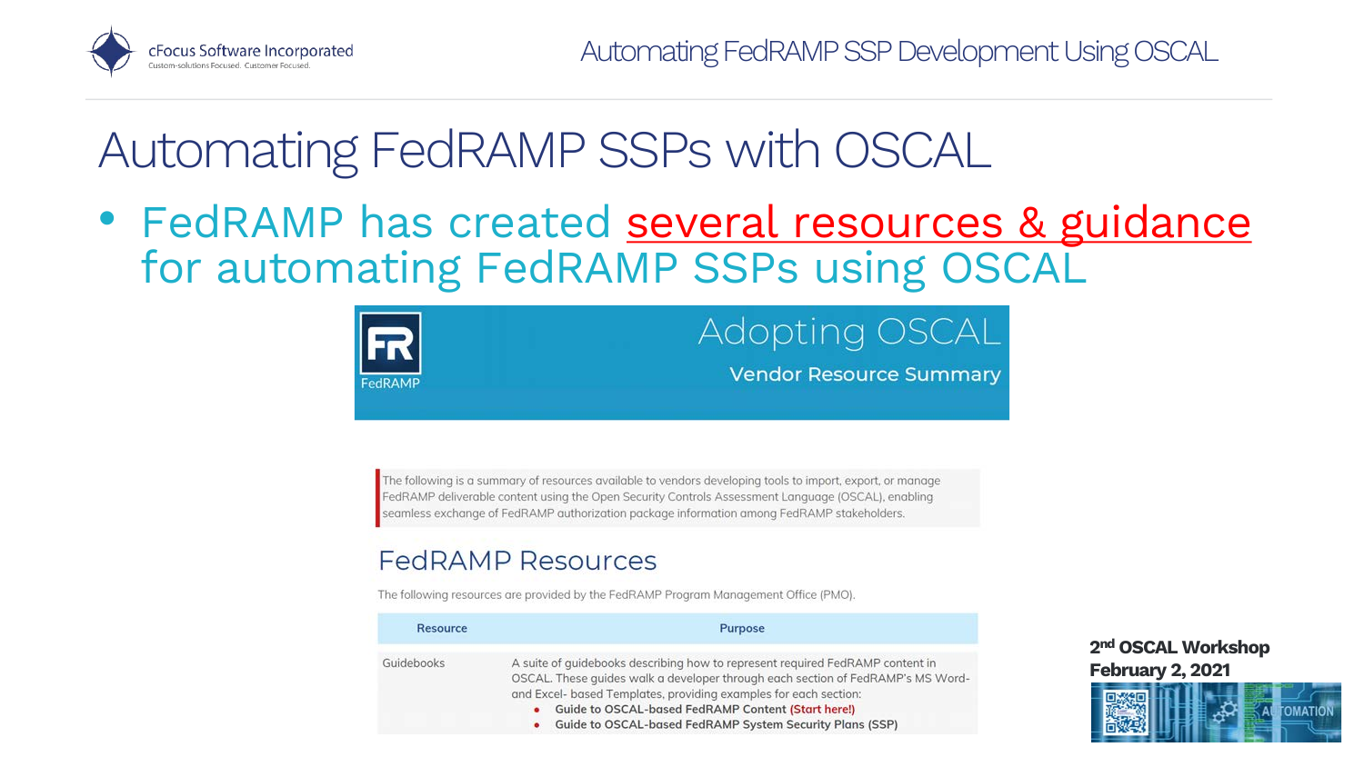# Automating FedRAMP SSPs with OSCAL

- FedRAMP has created several resources & guidance for automating FedRAMP SSPs using OSCAL

FedRAMP

## Adopting OSCAL

### Vendor Resource Summary

The following is a summary of resources available to vendors developing tools to import, export, or manage FedRAMP deliverable content using the Open Security Controls Assessment Language (OSCAL), enabling seamless exchange of FedRAMP authorization package information among FedRAMP stakeholders.

## FedRAMP Resources

The following resources are provided by the FedRAMP Program Management Office (PMO).

| Resource | Purpose |
| --- | --- |
| Guidebooks | A suite of guidebooks describing how to represent required FedRAMP content in OSCAL. These guides walk a developer through each section of FedRAMP's MS Word- and Excel- based Templates, providing examples for each section:<br>• Guide to OSCAL-based FedRAMP Content (Start here!)<br>• Guide to OSCAL-based FedRAMP System Security Plans (SSP) |

2nd OSCAL Workshop
February 2, 2021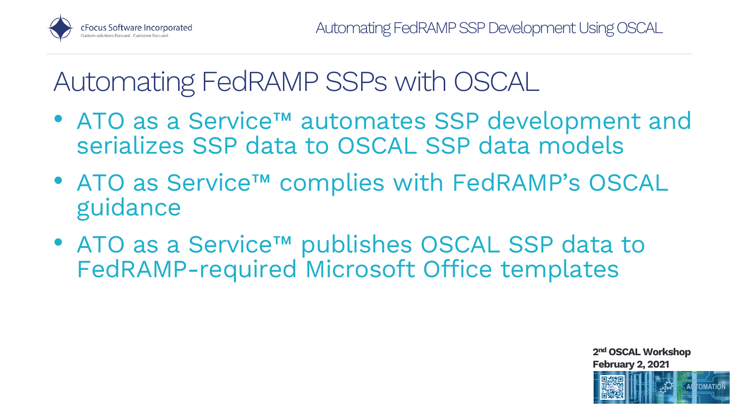# Automating FedRAMP SSPs with OSCAL

- ATO as a Service™ automates SSP development and serializes SSP data to OSCAL SSP data models
- ATO as Service™ complies with FedRAMP's OSCAL guidance
- ATO as a Service™ publishes OSCAL SSP data to FedRAMP-required Microsoft Office templates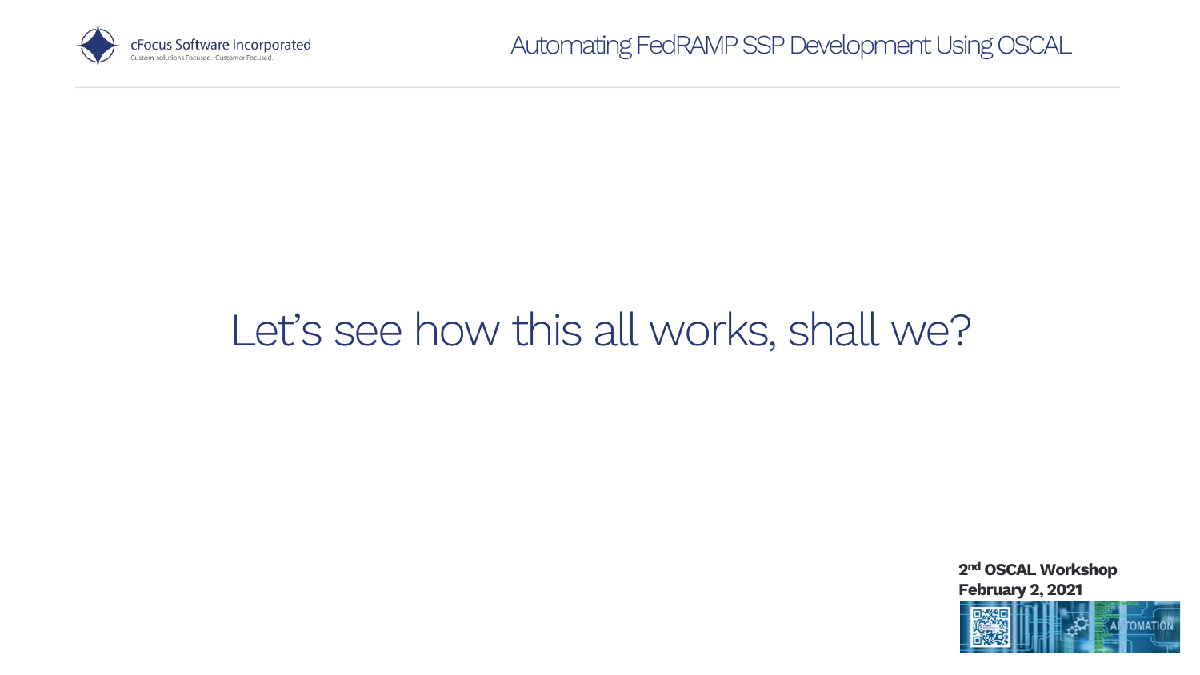Let's see how this all works, shall we?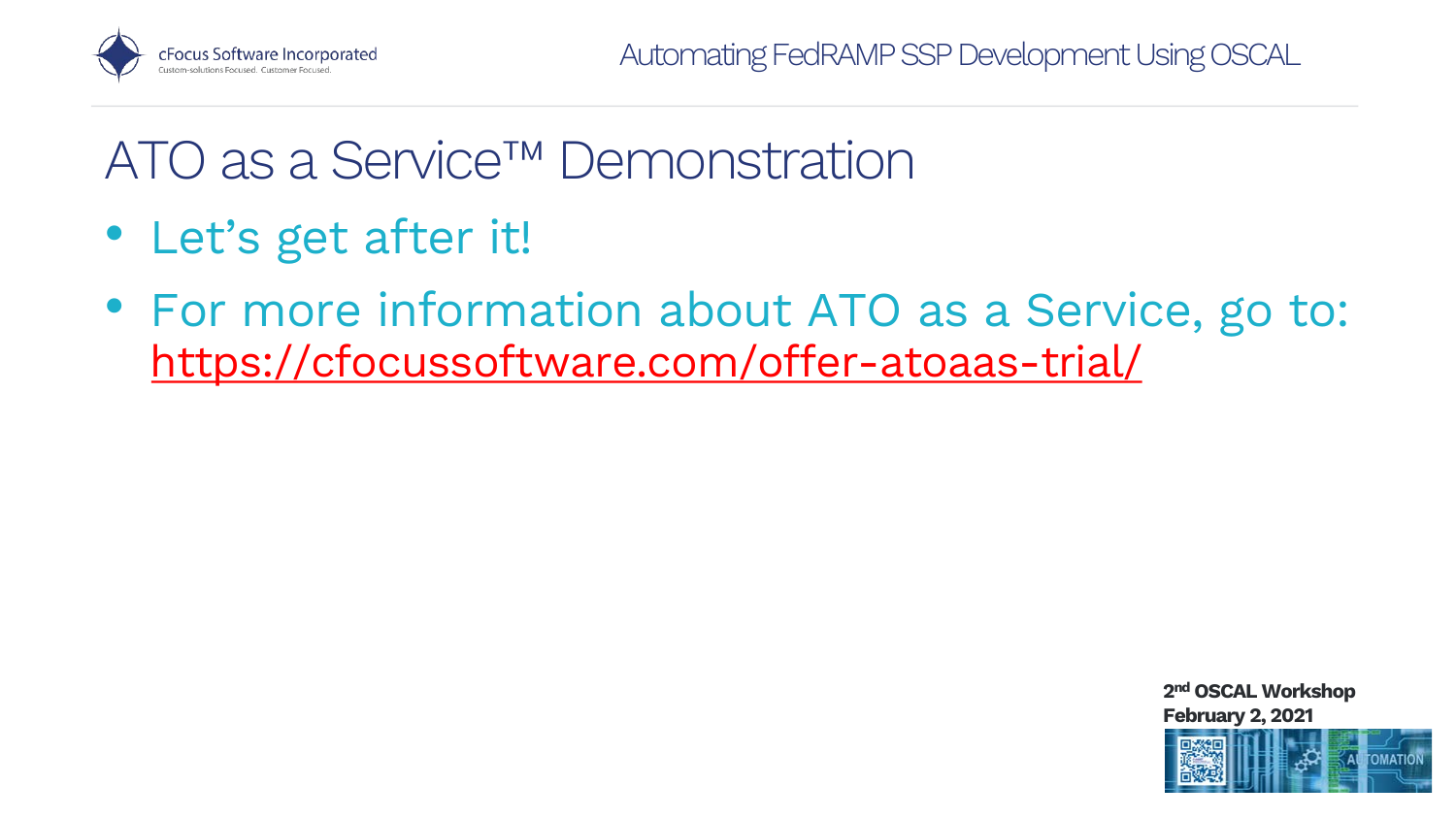# ATO as a Service™ Demonstration

- Let's get after it!
- For more information about ATO as a Service, go to: https://cfocussoftware.com/offer-atoaas-trial/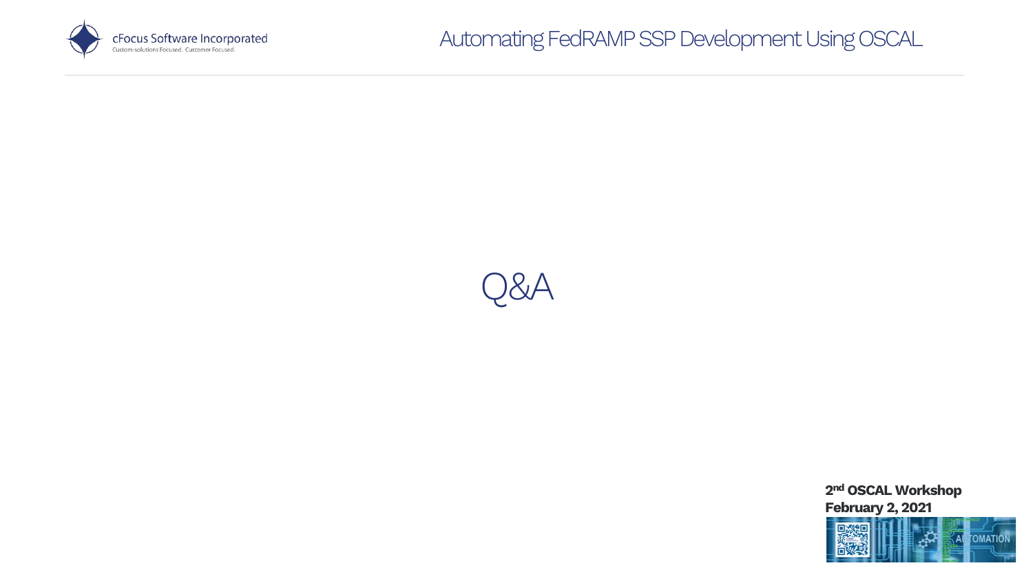# Q&A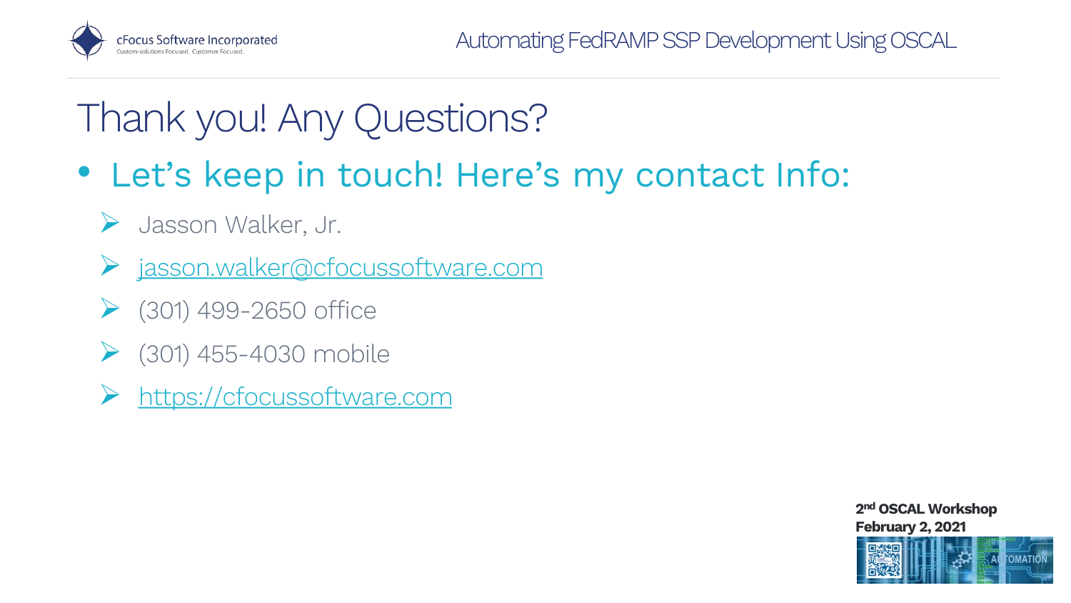# Thank you! Any Questions?

- Let's keep in touch! Here's my contact Info:
  - Jasson Walker, Jr.
  - [jasson.walker@cfocussoftware.com](mailto:jasson.walker@cfocussoftware.com)
  - (301) 499-2650 office
  - (301) 455-4030 mobile
  - [https://cfocussoftware.com](https://cfocussoftware.com)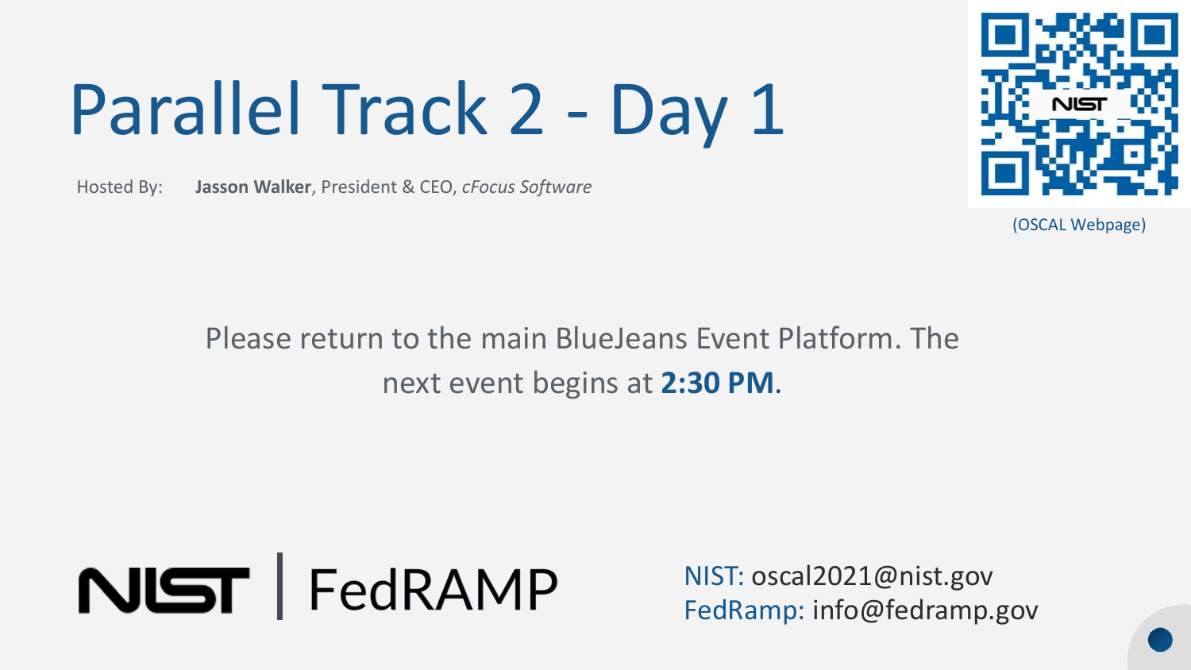# Parallel Track 2 - Day 1

Hosted By: **Jasson Walker**, President & CEO, *cFocus Software*

(OSCAL Webpage)

Please return to the main BlueJeans Event Platform. The next event begins at **2:30 PM**.

NIST | FedRAMP

NIST: oscal2021@nist.gov
FedRamp: info@fedramp.gov